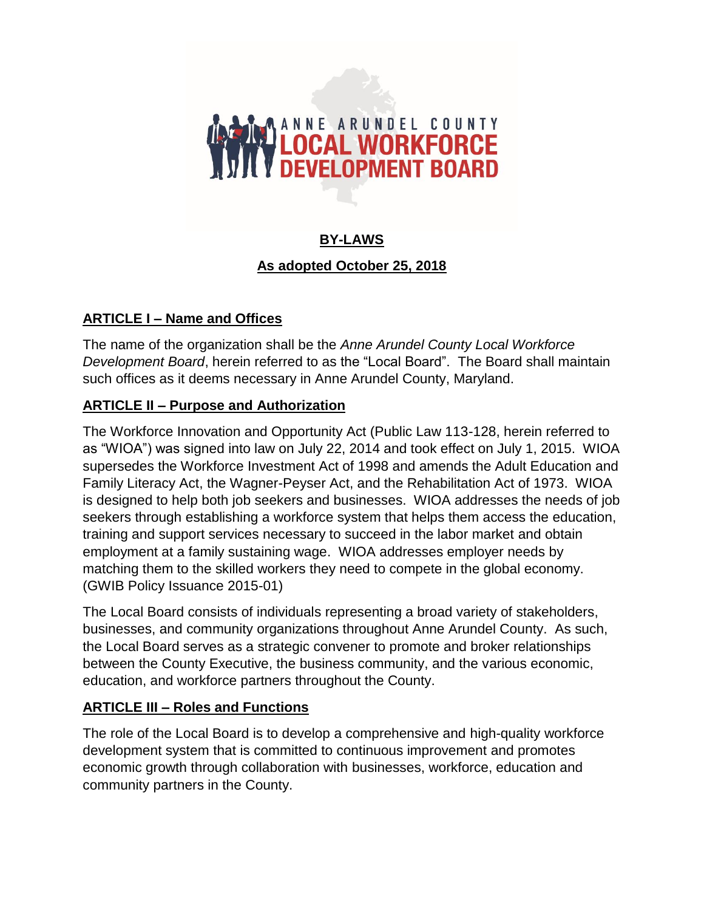ANNE ARUNDEL COUNTY
LOCAL WORKFORCE
DEVELOPMENT BOARD

# BY-LAWS

## As adopted October 25, 2018

## ARTICLE I – Name and Offices

The name of the organization shall be the *Anne Arundel County Local Workforce Development Board*, herein referred to as the "Local Board". The Board shall maintain such offices as it deems necessary in Anne Arundel County, Maryland.

## ARTICLE II – Purpose and Authorization

The Workforce Innovation and Opportunity Act (Public Law 113-128, herein referred to as "WIOA") was signed into law on July 22, 2014 and took effect on July 1, 2015. WIOA supersedes the Workforce Investment Act of 1998 and amends the Adult Education and Family Literacy Act, the Wagner-Peyser Act, and the Rehabilitation Act of 1973. WIOA is designed to help both job seekers and businesses. WIOA addresses the needs of job seekers through establishing a workforce system that helps them access the education, training and support services necessary to succeed in the labor market and obtain employment at a family sustaining wage. WIOA addresses employer needs by matching them to the skilled workers they need to compete in the global economy. (GWIB Policy Issuance 2015-01)

The Local Board consists of individuals representing a broad variety of stakeholders, businesses, and community organizations throughout Anne Arundel County. As such, the Local Board serves as a strategic convener to promote and broker relationships between the County Executive, the business community, and the various economic, education, and workforce partners throughout the County.

## ARTICLE III – Roles and Functions

The role of the Local Board is to develop a comprehensive and high-quality workforce development system that is committed to continuous improvement and promotes economic growth through collaboration with businesses, workforce, education and community partners in the County.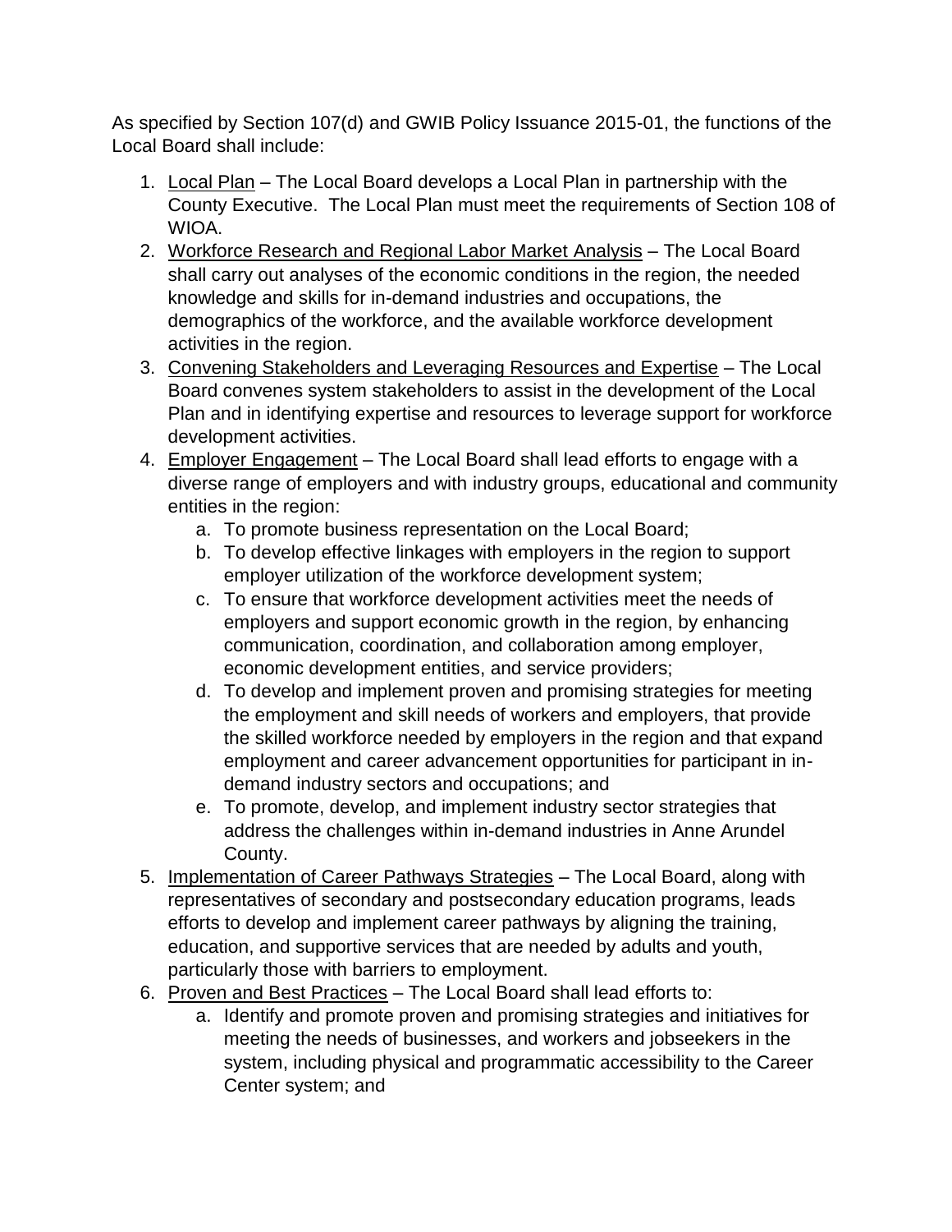As specified by Section 107(d) and GWIB Policy Issuance 2015-01, the functions of the Local Board shall include:

1. Local Plan – The Local Board develops a Local Plan in partnership with the County Executive. The Local Plan must meet the requirements of Section 108 of WIOA.
2. Workforce Research and Regional Labor Market Analysis – The Local Board shall carry out analyses of the economic conditions in the region, the needed knowledge and skills for in-demand industries and occupations, the demographics of the workforce, and the available workforce development activities in the region.
3. Convening Stakeholders and Leveraging Resources and Expertise – The Local Board convenes system stakeholders to assist in the development of the Local Plan and in identifying expertise and resources to leverage support for workforce development activities.
4. Employer Engagement – The Local Board shall lead efforts to engage with a diverse range of employers and with industry groups, educational and community entities in the region:
   a. To promote business representation on the Local Board;
   b. To develop effective linkages with employers in the region to support employer utilization of the workforce development system;
   c. To ensure that workforce development activities meet the needs of employers and support economic growth in the region, by enhancing communication, coordination, and collaboration among employer, economic development entities, and service providers;
   d. To develop and implement proven and promising strategies for meeting the employment and skill needs of workers and employers, that provide the skilled workforce needed by employers in the region and that expand employment and career advancement opportunities for participant in in-demand industry sectors and occupations; and
   e. To promote, develop, and implement industry sector strategies that address the challenges within in-demand industries in Anne Arundel County.
5. Implementation of Career Pathways Strategies – The Local Board, along with representatives of secondary and postsecondary education programs, leads efforts to develop and implement career pathways by aligning the training, education, and supportive services that are needed by adults and youth, particularly those with barriers to employment.
6. Proven and Best Practices – The Local Board shall lead efforts to:
   a. Identify and promote proven and promising strategies and initiatives for meeting the needs of businesses, and workers and jobseekers in the system, including physical and programmatic accessibility to the Career Center system; and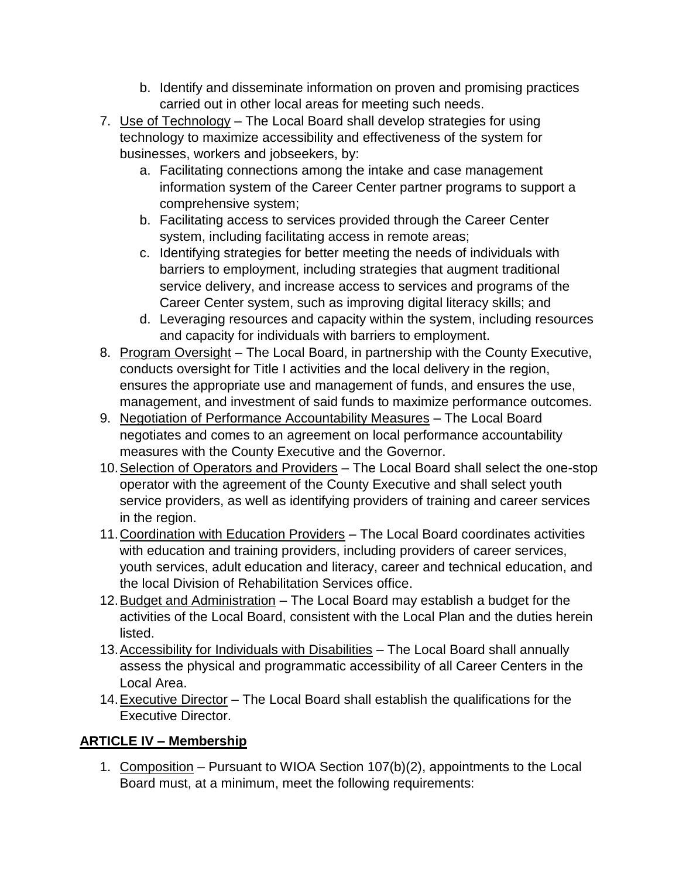b. Identify and disseminate information on proven and promising practices carried out in other local areas for meeting such needs.

7. <u>Use of Technology</u> – The Local Board shall develop strategies for using technology to maximize accessibility and effectiveness of the system for businesses, workers and jobseekers, by:
   a. Facilitating connections among the intake and case management information system of the Career Center partner programs to support a comprehensive system;
   b. Facilitating access to services provided through the Career Center system, including facilitating access in remote areas;
   c. Identifying strategies for better meeting the needs of individuals with barriers to employment, including strategies that augment traditional service delivery, and increase access to services and programs of the Career Center system, such as improving digital literacy skills; and
   d. Leveraging resources and capacity within the system, including resources and capacity for individuals with barriers to employment.
8. <u>Program Oversight</u> – The Local Board, in partnership with the County Executive, conducts oversight for Title I activities and the local delivery in the region, ensures the appropriate use and management of funds, and ensures the use, management, and investment of said funds to maximize performance outcomes.
9. <u>Negotiation of Performance Accountability Measures</u> – The Local Board negotiates and comes to an agreement on local performance accountability measures with the County Executive and the Governor.
10. <u>Selection of Operators and Providers</u> – The Local Board shall select the one-stop operator with the agreement of the County Executive and shall select youth service providers, as well as identifying providers of training and career services in the region.
11. <u>Coordination with Education Providers</u> – The Local Board coordinates activities with education and training providers, including providers of career services, youth services, adult education and literacy, career and technical education, and the local Division of Rehabilitation Services office.
12. <u>Budget and Administration</u> – The Local Board may establish a budget for the activities of the Local Board, consistent with the Local Plan and the duties herein listed.
13. <u>Accessibility for Individuals with Disabilities</u> – The Local Board shall annually assess the physical and programmatic accessibility of all Career Centers in the Local Area.
14. <u>Executive Director</u> – The Local Board shall establish the qualifications for the Executive Director.

## <u>ARTICLE IV – Membership</u>

1. <u>Composition</u> – Pursuant to WIOA Section 107(b)(2), appointments to the Local Board must, at a minimum, meet the following requirements: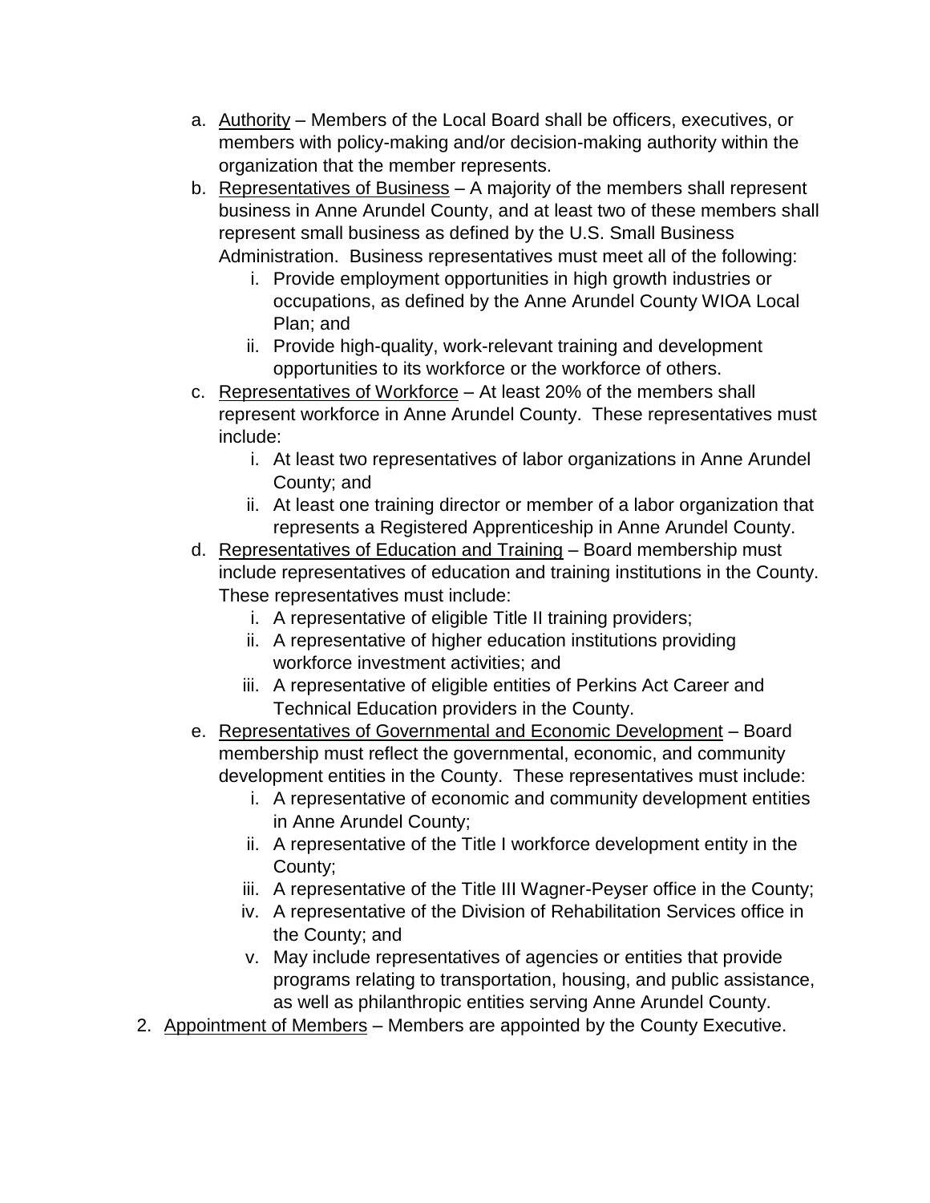a. <u>Authority</u> – Members of the Local Board shall be officers, executives, or members with policy-making and/or decision-making authority within the organization that the member represents.
   b. <u>Representatives of Business</u> – A majority of the members shall represent business in Anne Arundel County, and at least two of these members shall represent small business as defined by the U.S. Small Business Administration. Business representatives must meet all of the following:
      i. Provide employment opportunities in high growth industries or occupations, as defined by the Anne Arundel County WIOA Local Plan; and
      ii. Provide high-quality, work-relevant training and development opportunities to its workforce or the workforce of others.
   c. <u>Representatives of Workforce</u> – At least 20% of the members shall represent workforce in Anne Arundel County. These representatives must include:
      i. At least two representatives of labor organizations in Anne Arundel County; and
      ii. At least one training director or member of a labor organization that represents a Registered Apprenticeship in Anne Arundel County.
   d. <u>Representatives of Education and Training</u> – Board membership must include representatives of education and training institutions in the County. These representatives must include:
      i. A representative of eligible Title II training providers;
      ii. A representative of higher education institutions providing workforce investment activities; and
      iii. A representative of eligible entities of Perkins Act Career and Technical Education providers in the County.
   e. <u>Representatives of Governmental and Economic Development</u> – Board membership must reflect the governmental, economic, and community development entities in the County. These representatives must include:
      i. A representative of economic and community development entities in Anne Arundel County;
      ii. A representative of the Title I workforce development entity in the County;
      iii. A representative of the Title III Wagner-Peyser office in the County;
      iv. A representative of the Division of Rehabilitation Services office in the County; and
      v. May include representatives of agencies or entities that provide programs relating to transportation, housing, and public assistance, as well as philanthropic entities serving Anne Arundel County.

2. <u>Appointment of Members</u> – Members are appointed by the County Executive.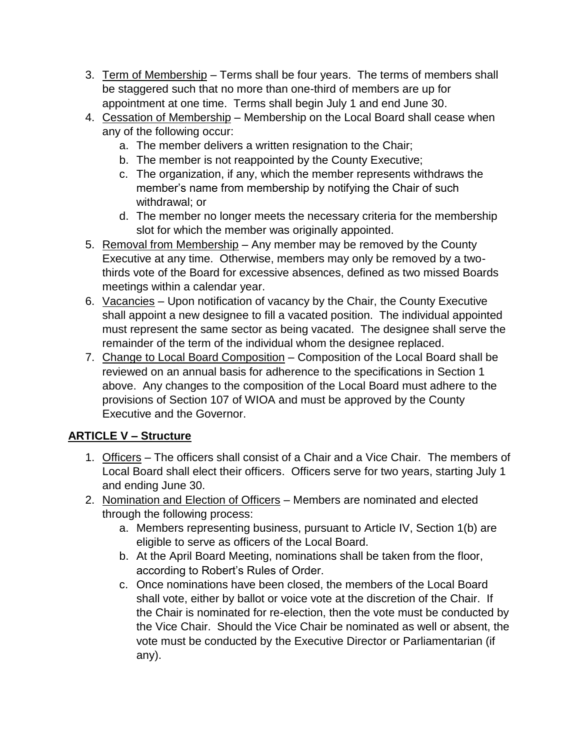3. <u>Term of Membership</u> – Terms shall be four years. The terms of members shall be staggered such that no more than one-third of members are up for appointment at one time. Terms shall begin July 1 and end June 30.
4. <u>Cessation of Membership</u> – Membership on the Local Board shall cease when any of the following occur:
    a. The member delivers a written resignation to the Chair;
    b. The member is not reappointed by the County Executive;
    c. The organization, if any, which the member represents withdraws the member's name from membership by notifying the Chair of such withdrawal; or
    d. The member no longer meets the necessary criteria for the membership slot for which the member was originally appointed.
5. <u>Removal from Membership</u> – Any member may be removed by the County Executive at any time. Otherwise, members may only be removed by a two-thirds vote of the Board for excessive absences, defined as two missed Boards meetings within a calendar year.
6. <u>Vacancies</u> – Upon notification of vacancy by the Chair, the County Executive shall appoint a new designee to fill a vacated position. The individual appointed must represent the same sector as being vacated. The designee shall serve the remainder of the term of the individual whom the designee replaced.
7. <u>Change to Local Board Composition</u> – Composition of the Local Board shall be reviewed on an annual basis for adherence to the specifications in Section 1 above. Any changes to the composition of the Local Board must adhere to the provisions of Section 107 of WIOA and must be approved by the County Executive and the Governor.

## <u>ARTICLE V – Structure</u>

1. <u>Officers</u> – The officers shall consist of a Chair and a Vice Chair. The members of Local Board shall elect their officers. Officers serve for two years, starting July 1 and ending June 30.
2. <u>Nomination and Election of Officers</u> – Members are nominated and elected through the following process:
    a. Members representing business, pursuant to Article IV, Section 1(b) are eligible to serve as officers of the Local Board.
    b. At the April Board Meeting, nominations shall be taken from the floor, according to Robert's Rules of Order.
    c. Once nominations have been closed, the members of the Local Board shall vote, either by ballot or voice vote at the discretion of the Chair. If the Chair is nominated for re-election, then the vote must be conducted by the Vice Chair. Should the Vice Chair be nominated as well or absent, the vote must be conducted by the Executive Director or Parliamentarian (if any).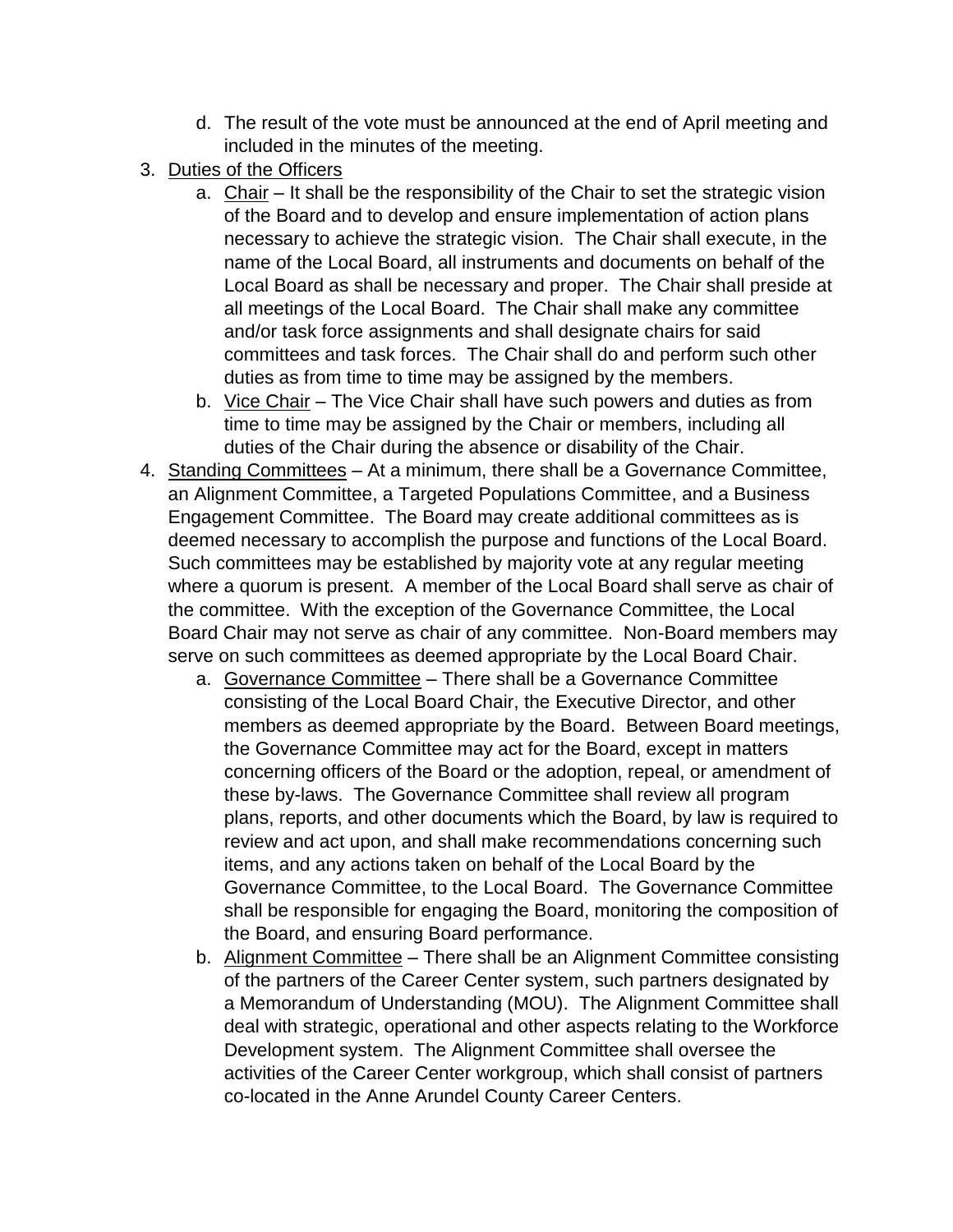d. The result of the vote must be announced at the end of April meeting and included in the minutes of the meeting.

3. Duties of the Officers
   a. Chair – It shall be the responsibility of the Chair to set the strategic vision of the Board and to develop and ensure implementation of action plans necessary to achieve the strategic vision. The Chair shall execute, in the name of the Local Board, all instruments and documents on behalf of the Local Board as shall be necessary and proper. The Chair shall preside at all meetings of the Local Board. The Chair shall make any committee and/or task force assignments and shall designate chairs for said committees and task forces. The Chair shall do and perform such other duties as from time to time may be assigned by the members.
   b. Vice Chair – The Vice Chair shall have such powers and duties as from time to time may be assigned by the Chair or members, including all duties of the Chair during the absence or disability of the Chair.

4. Standing Committees – At a minimum, there shall be a Governance Committee, an Alignment Committee, a Targeted Populations Committee, and a Business Engagement Committee. The Board may create additional committees as is deemed necessary to accomplish the purpose and functions of the Local Board. Such committees may be established by majority vote at any regular meeting where a quorum is present. A member of the Local Board shall serve as chair of the committee. With the exception of the Governance Committee, the Local Board Chair may not serve as chair of any committee. Non-Board members may serve on such committees as deemed appropriate by the Local Board Chair.
   a. Governance Committee – There shall be a Governance Committee consisting of the Local Board Chair, the Executive Director, and other members as deemed appropriate by the Board. Between Board meetings, the Governance Committee may act for the Board, except in matters concerning officers of the Board or the adoption, repeal, or amendment of these by-laws. The Governance Committee shall review all program plans, reports, and other documents which the Board, by law is required to review and act upon, and shall make recommendations concerning such items, and any actions taken on behalf of the Local Board by the Governance Committee, to the Local Board. The Governance Committee shall be responsible for engaging the Board, monitoring the composition of the Board, and ensuring Board performance.
   b. Alignment Committee – There shall be an Alignment Committee consisting of the partners of the Career Center system, such partners designated by a Memorandum of Understanding (MOU). The Alignment Committee shall deal with strategic, operational and other aspects relating to the Workforce Development system. The Alignment Committee shall oversee the activities of the Career Center workgroup, which shall consist of partners co-located in the Anne Arundel County Career Centers.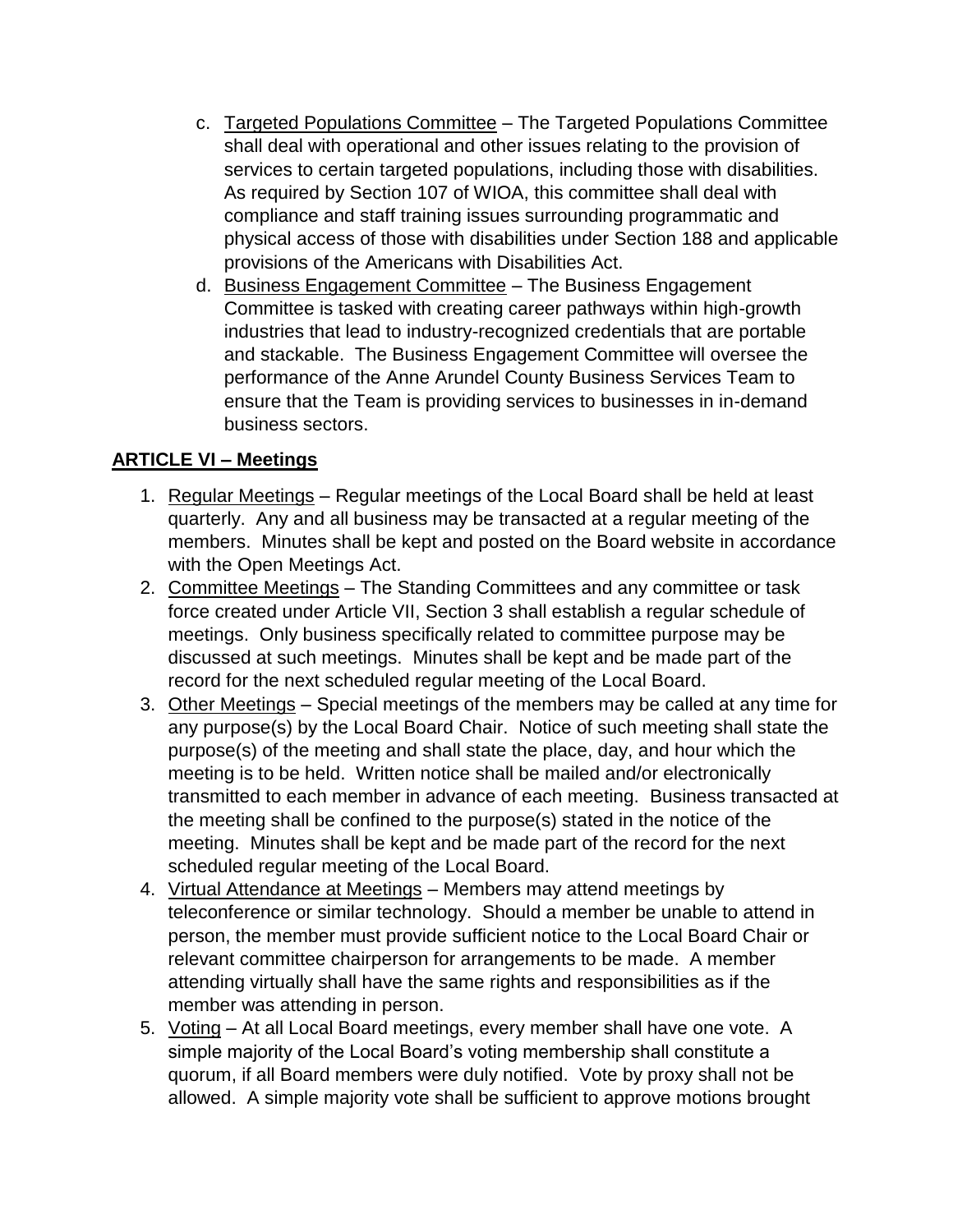c. Targeted Populations Committee – The Targeted Populations Committee shall deal with operational and other issues relating to the provision of services to certain targeted populations, including those with disabilities. As required by Section 107 of WIOA, this committee shall deal with compliance and staff training issues surrounding programmatic and physical access of those with disabilities under Section 188 and applicable provisions of the Americans with Disabilities Act.

d. Business Engagement Committee – The Business Engagement Committee is tasked with creating career pathways within high-growth industries that lead to industry-recognized credentials that are portable and stackable. The Business Engagement Committee will oversee the performance of the Anne Arundel County Business Services Team to ensure that the Team is providing services to businesses in in-demand business sectors.

## ARTICLE VI – Meetings

1. Regular Meetings – Regular meetings of the Local Board shall be held at least quarterly. Any and all business may be transacted at a regular meeting of the members. Minutes shall be kept and posted on the Board website in accordance with the Open Meetings Act.
2. Committee Meetings – The Standing Committees and any committee or task force created under Article VII, Section 3 shall establish a regular schedule of meetings. Only business specifically related to committee purpose may be discussed at such meetings. Minutes shall be kept and be made part of the record for the next scheduled regular meeting of the Local Board.
3. Other Meetings – Special meetings of the members may be called at any time for any purpose(s) by the Local Board Chair. Notice of such meeting shall state the purpose(s) of the meeting and shall state the place, day, and hour which the meeting is to be held. Written notice shall be mailed and/or electronically transmitted to each member in advance of each meeting. Business transacted at the meeting shall be confined to the purpose(s) stated in the notice of the meeting. Minutes shall be kept and be made part of the record for the next scheduled regular meeting of the Local Board.
4. Virtual Attendance at Meetings – Members may attend meetings by teleconference or similar technology. Should a member be unable to attend in person, the member must provide sufficient notice to the Local Board Chair or relevant committee chairperson for arrangements to be made. A member attending virtually shall have the same rights and responsibilities as if the member was attending in person.
5. Voting – At all Local Board meetings, every member shall have one vote. A simple majority of the Local Board's voting membership shall constitute a quorum, if all Board members were duly notified. Vote by proxy shall not be allowed. A simple majority vote shall be sufficient to approve motions brought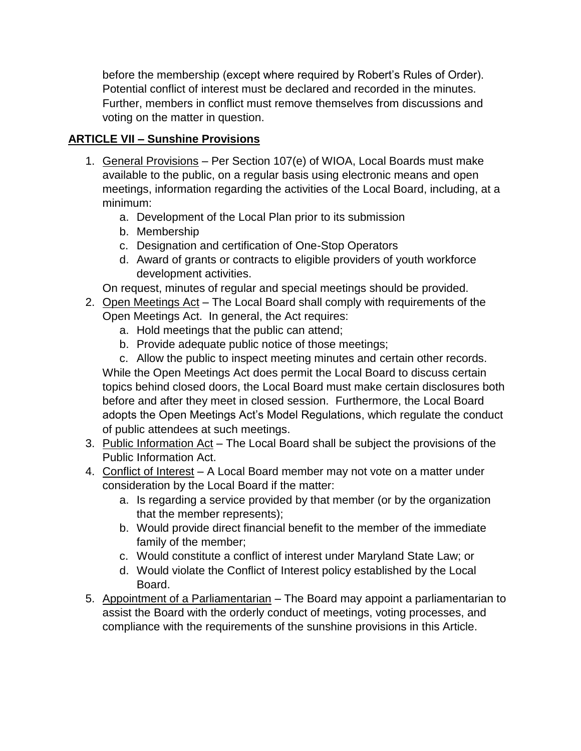before the membership (except where required by Robert's Rules of Order). Potential conflict of interest must be declared and recorded in the minutes. Further, members in conflict must remove themselves from discussions and voting on the matter in question.

## ARTICLE VII – Sunshine Provisions

1. General Provisions – Per Section 107(e) of WIOA, Local Boards must make available to the public, on a regular basis using electronic means and open meetings, information regarding the activities of the Local Board, including, at a minimum:
   a. Development of the Local Plan prior to its submission
   b. Membership
   c. Designation and certification of One-Stop Operators
   d. Award of grants or contracts to eligible providers of youth workforce development activities.

   On request, minutes of regular and special meetings should be provided.
2. Open Meetings Act – The Local Board shall comply with requirements of the Open Meetings Act. In general, the Act requires:
   a. Hold meetings that the public can attend;
   b. Provide adequate public notice of those meetings;
   c. Allow the public to inspect meeting minutes and certain other records.

   While the Open Meetings Act does permit the Local Board to discuss certain topics behind closed doors, the Local Board must make certain disclosures both before and after they meet in closed session. Furthermore, the Local Board adopts the Open Meetings Act's Model Regulations, which regulate the conduct of public attendees at such meetings.
3. Public Information Act – The Local Board shall be subject the provisions of the Public Information Act.
4. Conflict of Interest – A Local Board member may not vote on a matter under consideration by the Local Board if the matter:
   a. Is regarding a service provided by that member (or by the organization that the member represents);
   b. Would provide direct financial benefit to the member of the immediate family of the member;
   c. Would constitute a conflict of interest under Maryland State Law; or
   d. Would violate the Conflict of Interest policy established by the Local Board.
5. Appointment of a Parliamentarian – The Board may appoint a parliamentarian to assist the Board with the orderly conduct of meetings, voting processes, and compliance with the requirements of the sunshine provisions in this Article.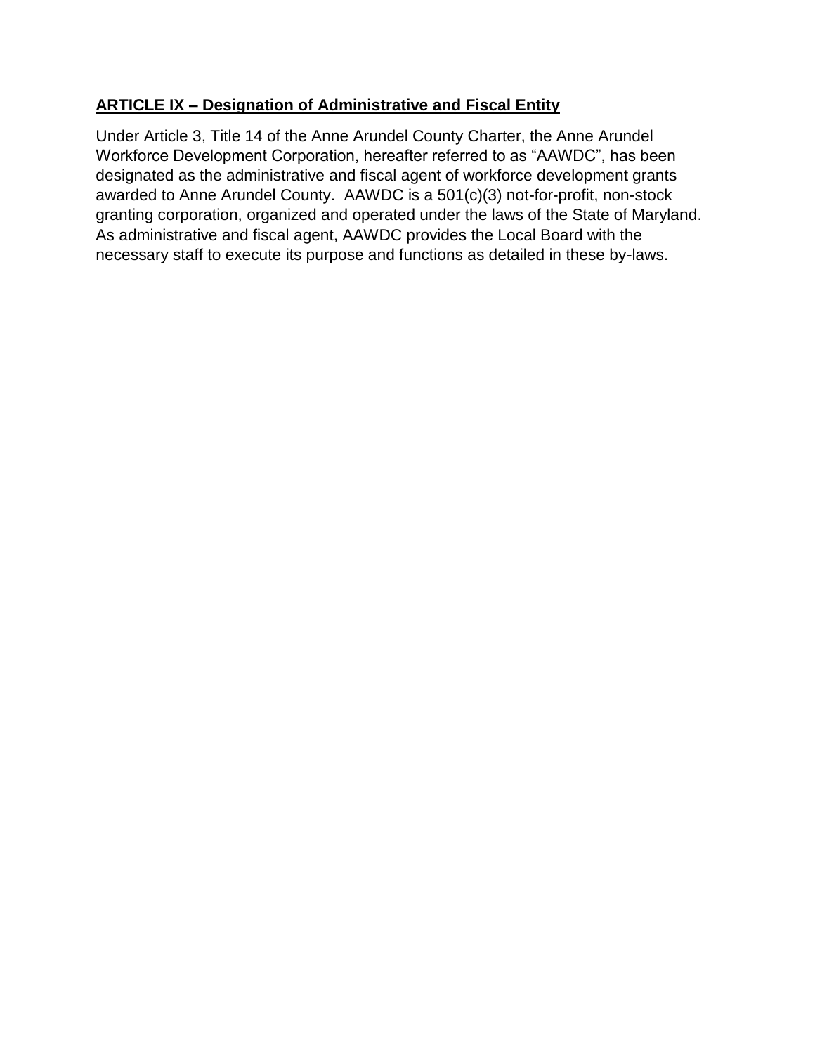## **ARTICLE IX – Designation of Administrative and Fiscal Entity**

Under Article 3, Title 14 of the Anne Arundel County Charter, the Anne Arundel Workforce Development Corporation, hereafter referred to as "AAWDC", has been designated as the administrative and fiscal agent of workforce development grants awarded to Anne Arundel County. AAWDC is a 501(c)(3) not-for-profit, non-stock granting corporation, organized and operated under the laws of the State of Maryland. As administrative and fiscal agent, AAWDC provides the Local Board with the necessary staff to execute its purpose and functions as detailed in these by-laws.